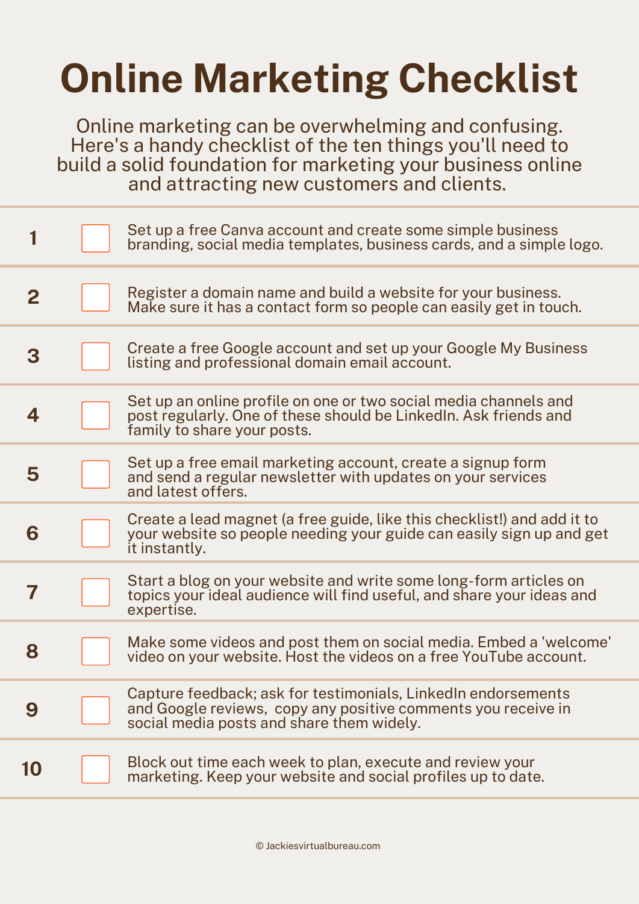# Online Marketing Checklist

Online marketing can be overwhelming and confusing. Here's a handy checklist of the ten things you'll need to build a solid foundation for marketing your business online and attracting new customers and clients.

| | | |
|---|---|---|
| 1 | ☐ | Set up a free Canva account and create some simple business branding, social media templates, business cards, and a simple logo. |
| 2 | ☐ | Register a domain name and build a website for your business. Make sure it has a contact form so people can easily get in touch. |
| 3 | ☐ | Create a free Google account and set up your Google My Business listing and professional domain email account. |
| 4 | ☐ | Set up an online profile on one or two social media channels and post regularly. One of these should be LinkedIn. Ask friends and family to share your posts. |
| 5 | ☐ | Set up a free email marketing account, create a signup form and send a regular newsletter with updates on your services and latest offers. |
| 6 | ☐ | Create a lead magnet (a free guide, like this checklist!) and add it to your website so people needing your guide can easily sign up and get it instantly. |
| 7 | ☐ | Start a blog on your website and write some long-form articles on topics your ideal audience will find useful, and share your ideas and expertise. |
| 8 | ☐ | Make some videos and post them on social media. Embed a 'welcome' video on your website. Host the videos on a free YouTube account. |
| 9 | ☐ | Capture feedback; ask for testimonials, LinkedIn endorsements and Google reviews, copy any positive comments you receive in social media posts and share them widely. |
| 10 | ☐ | Block out time each week to plan, execute and review your marketing. Keep your website and social profiles up to date. |

© Jackiesvirtualbureau.com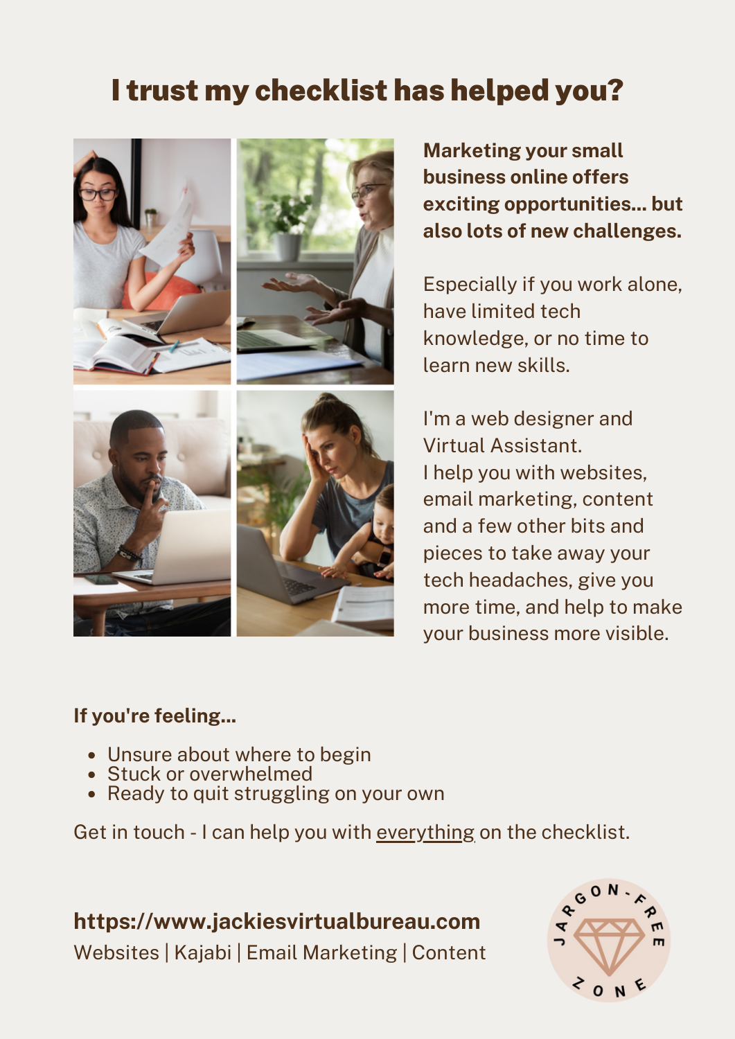# I trust my checklist has helped you?

**Marketing your small business online offers exciting opportunities... but also lots of new challenges.**

Especially if you work alone, have limited tech knowledge, or no time to learn new skills.

I'm a web designer and Virtual Assistant.
I help you with websites, email marketing, content and a few other bits and pieces to take away your tech headaches, give you more time, and help to make your business more visible.

**If you're feeling...**

- Unsure about where to begin
- Stuck or overwhelmed
- Ready to quit struggling on your own

Get in touch - I can help you with everything on the checklist.

**https://www.jackiesvirtualbureau.com**
Websites | Kajabi | Email Marketing | Content

JARGON-FREE ZONE